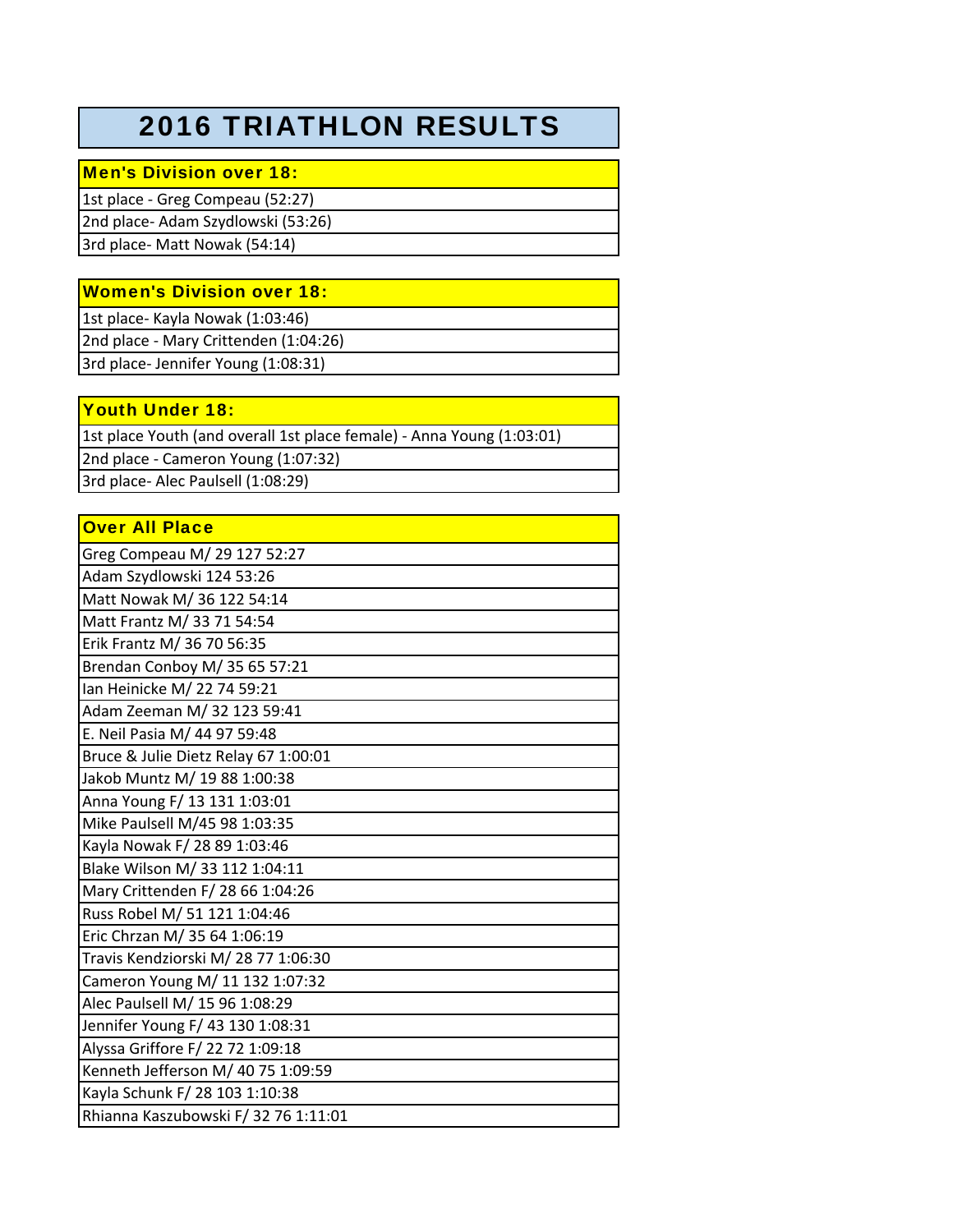# 2016 TRIATHLON RESULTS

| **Men's Division over 18:** |
|---|
| 1st place - Greg Compeau (52:27) |
| 2nd place- Adam Szydlowski (53:26) |
| 3rd place- Matt Nowak (54:14) |

| **Women's Division over 18:** |
|---|
| 1st place- Kayla Nowak (1:03:46) |
| 2nd place - Mary Crittenden (1:04:26) |
| 3rd place- Jennifer Young (1:08:31) |

| **Youth Under 18:** |
|---|
| 1st place Youth (and overall 1st place female) - Anna Young (1:03:01) |
| 2nd place - Cameron Young (1:07:32) |
| 3rd place- Alec Paulsell (1:08:29) |

| **Over All Place** |
|---|
| Greg Compeau M/ 29 127 52:27 |
| Adam Szydlowski 124 53:26 |
| Matt Nowak M/ 36 122 54:14 |
| Matt Frantz M/ 33 71 54:54 |
| Erik Frantz M/ 36 70 56:35 |
| Brendan Conboy M/ 35 65 57:21 |
| Ian Heinicke M/ 22 74 59:21 |
| Adam Zeeman M/ 32 123 59:41 |
| E. Neil Pasia M/ 44 97 59:48 |
| Bruce & Julie Dietz Relay 67 1:00:01 |
| Jakob Muntz M/ 19 88 1:00:38 |
| Anna Young F/ 13 131 1:03:01 |
| Mike Paulsell M/45 98 1:03:35 |
| Kayla Nowak F/ 28 89 1:03:46 |
| Blake Wilson M/ 33 112 1:04:11 |
| Mary Crittenden F/ 28 66 1:04:26 |
| Russ Robel M/ 51 121 1:04:46 |
| Eric Chrzan M/ 35 64 1:06:19 |
| Travis Kendziorski M/ 28 77 1:06:30 |
| Cameron Young M/ 11 132 1:07:32 |
| Alec Paulsell M/ 15 96 1:08:29 |
| Jennifer Young F/ 43 130 1:08:31 |
| Alyssa Griffore F/ 22 72 1:09:18 |
| Kenneth Jefferson M/ 40 75 1:09:59 |
| Kayla Schunk F/ 28 103 1:10:38 |
| Rhianna Kaszubowski F/ 32 76 1:11:01 |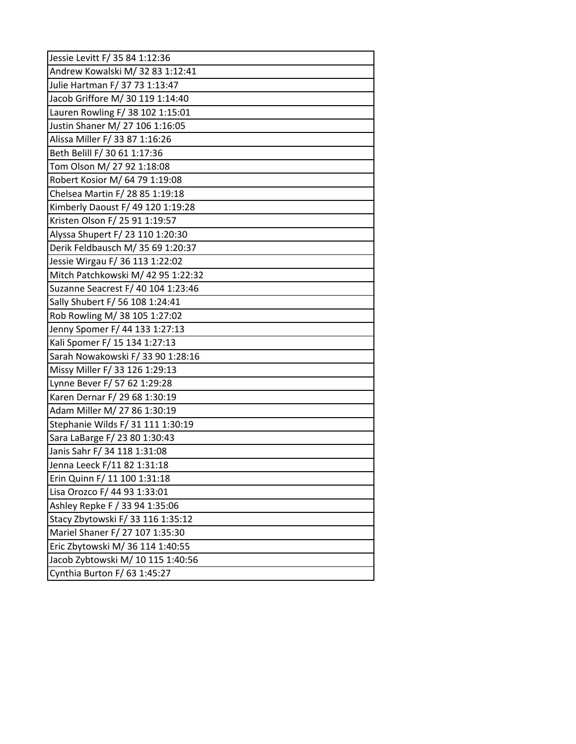| |
|---|
| Jessie Levitt F/ 35 84 1:12:36 |
| Andrew Kowalski M/ 32 83 1:12:41 |
| Julie Hartman F/ 37 73 1:13:47 |
| Jacob Griffore M/ 30 119 1:14:40 |
| Lauren Rowling F/ 38 102 1:15:01 |
| Justin Shaner M/ 27 106 1:16:05 |
| Alissa Miller F/ 33 87 1:16:26 |
| Beth Belill F/ 30 61 1:17:36 |
| Tom Olson M/ 27 92 1:18:08 |
| Robert Kosior M/ 64 79 1:19:08 |
| Chelsea Martin F/ 28 85 1:19:18 |
| Kimberly Daoust F/ 49 120 1:19:28 |
| Kristen Olson F/ 25 91 1:19:57 |
| Alyssa Shupert F/ 23 110 1:20:30 |
| Derik Feldbausch M/ 35 69 1:20:37 |
| Jessie Wirgau F/ 36 113 1:22:02 |
| Mitch Patchkowski M/ 42 95 1:22:32 |
| Suzanne Seacrest F/ 40 104 1:23:46 |
| Sally Shubert F/ 56 108 1:24:41 |
| Rob Rowling M/ 38 105 1:27:02 |
| Jenny Spomer F/ 44 133 1:27:13 |
| Kali Spomer F/ 15 134 1:27:13 |
| Sarah Nowakowski F/ 33 90 1:28:16 |
| Missy Miller F/ 33 126 1:29:13 |
| Lynne Bever F/ 57 62 1:29:28 |
| Karen Dernar F/ 29 68 1:30:19 |
| Adam Miller M/ 27 86 1:30:19 |
| Stephanie Wilds F/ 31 111 1:30:19 |
| Sara LaBarge F/ 23 80 1:30:43 |
| Janis Sahr F/ 34 118 1:31:08 |
| Jenna Leeck F/11 82 1:31:18 |
| Erin Quinn F/ 11 100 1:31:18 |
| Lisa Orozco F/ 44 93 1:33:01 |
| Ashley Repke F / 33 94 1:35:06 |
| Stacy Zbytowski F/ 33 116 1:35:12 |
| Mariel Shaner F/ 27 107 1:35:30 |
| Eric Zbytowski M/ 36 114 1:40:55 |
| Jacob Zybtowski M/ 10 115 1:40:56 |
| Cynthia Burton F/ 63 1:45:27 |